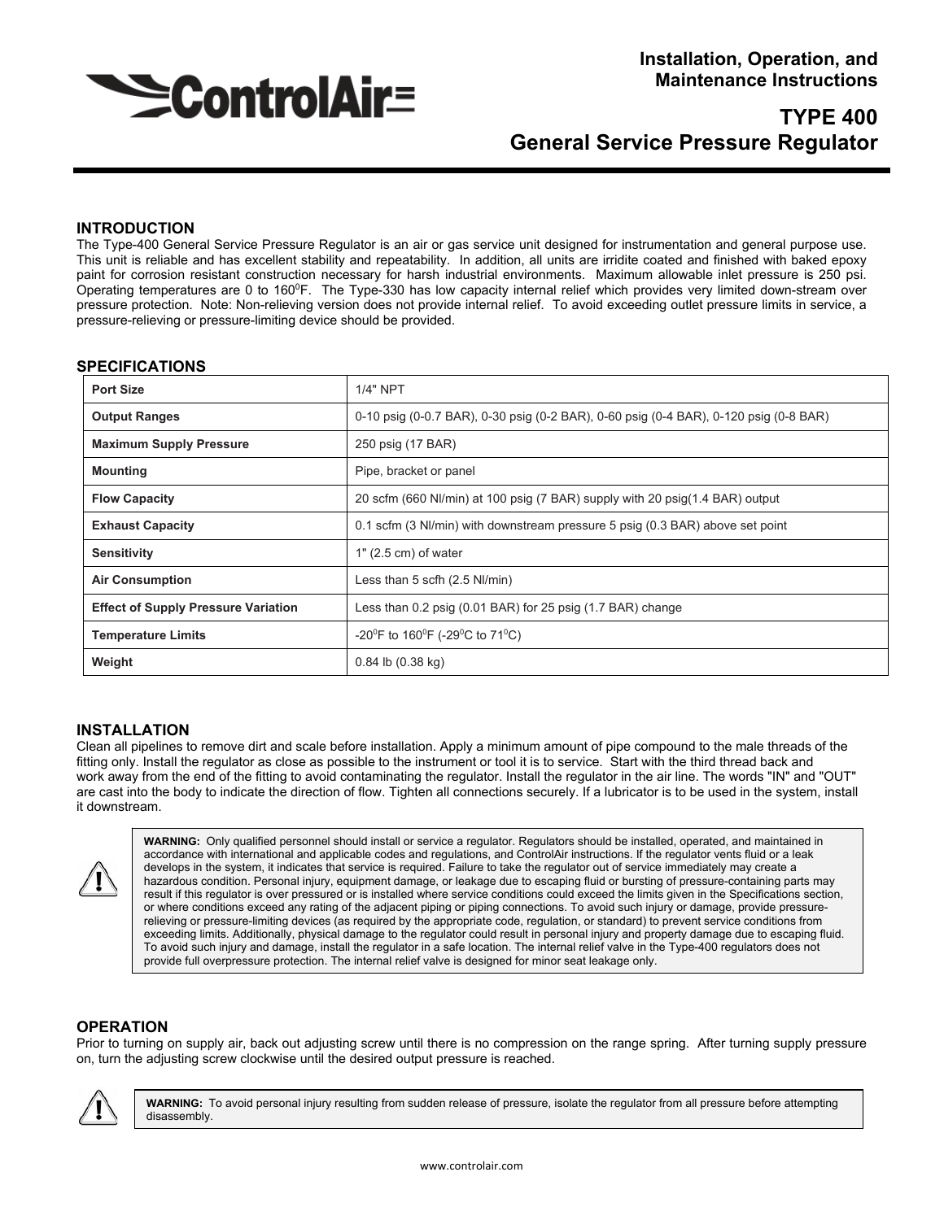# Installation, Operation, and Maintenance Instructions

# TYPE 400 General Service Pressure Regulator

## INTRODUCTION

The Type-400 General Service Pressure Regulator is an air or gas service unit designed for instrumentation and general purpose use. This unit is reliable and has excellent stability and repeatability. In addition, all units are irridite coated and finished with baked epoxy paint for corrosion resistant construction necessary for harsh industrial environments. Maximum allowable inlet pressure is 250 psi. Operating temperatures are 0 to 160$^0$F. The Type-330 has low capacity internal relief which provides very limited down-stream over pressure protection. Note: Non-relieving version does not provide internal relief. To avoid exceeding outlet pressure limits in service, a pressure-relieving or pressure-limiting device should be provided.

## SPECIFICATIONS

| | |
|---|---|
| **Port Size** | 1/4" NPT |
| **Output Ranges** | 0-10 psig (0-0.7 BAR), 0-30 psig (0-2 BAR), 0-60 psig (0-4 BAR), 0-120 psig (0-8 BAR) |
| **Maximum Supply Pressure** | 250 psig (17 BAR) |
| **Mounting** | Pipe, bracket or panel |
| **Flow Capacity** | 20 scfm (660 Nl/min) at 100 psig (7 BAR) supply with 20 psig(1.4 BAR) output |
| **Exhaust Capacity** | 0.1 scfm (3 Nl/min) with downstream pressure 5 psig (0.3 BAR) above set point |
| **Sensitivity** | 1" (2.5 cm) of water |
| **Air Consumption** | Less than 5 scfh (2.5 Nl/min) |
| **Effect of Supply Pressure Variation** | Less than 0.2 psig (0.01 BAR) for 25 psig (1.7 BAR) change |
| **Temperature Limits** | -20$^0$F to 160$^0$F (-29$^0$C to 71$^0$C) |
| **Weight** | 0.84 lb (0.38 kg) |

## INSTALLATION

Clean all pipelines to remove dirt and scale before installation. Apply a minimum amount of pipe compound to the male threads of the fitting only. Install the regulator as close as possible to the instrument or tool it is to service. Start with the third thread back and work away from the end of the fitting to avoid contaminating the regulator. Install the regulator in the air line. The words "IN" and "OUT" are cast into the body to indicate the direction of flow. Tighten all connections securely. If a lubricator is to be used in the system, install it downstream.

> **WARNING:** Only qualified personnel should install or service a regulator. Regulators should be installed, operated, and maintained in accordance with international and applicable codes and regulations, and ControlAir instructions. If the regulator vents fluid or a leak develops in the system, it indicates that service is required. Failure to take the regulator out of service immediately may create a hazardous condition. Personal injury, equipment damage, or leakage due to escaping fluid or bursting of pressure-containing parts may result if this regulator is over pressured or is installed where service conditions could exceed the limits given in the Specifications section, or where conditions exceed any rating of the adjacent piping or piping connections. To avoid such injury or damage, provide pressure-relieving or pressure-limiting devices (as required by the appropriate code, regulation, or standard) to prevent service conditions from exceeding limits. Additionally, physical damage to the regulator could result in personal injury and property damage due to escaping fluid. To avoid such injury and damage, install the regulator in a safe location. The internal relief valve in the Type-400 regulators does not provide full overpressure protection. The internal relief valve is designed for minor seat leakage only.

## OPERATION

Prior to turning on supply air, back out adjusting screw until there is no compression on the range spring. After turning supply pressure on, turn the adjusting screw clockwise until the desired output pressure is reached.

> **WARNING:** To avoid personal injury resulting from sudden release of pressure, isolate the regulator from all pressure before attempting disassembly.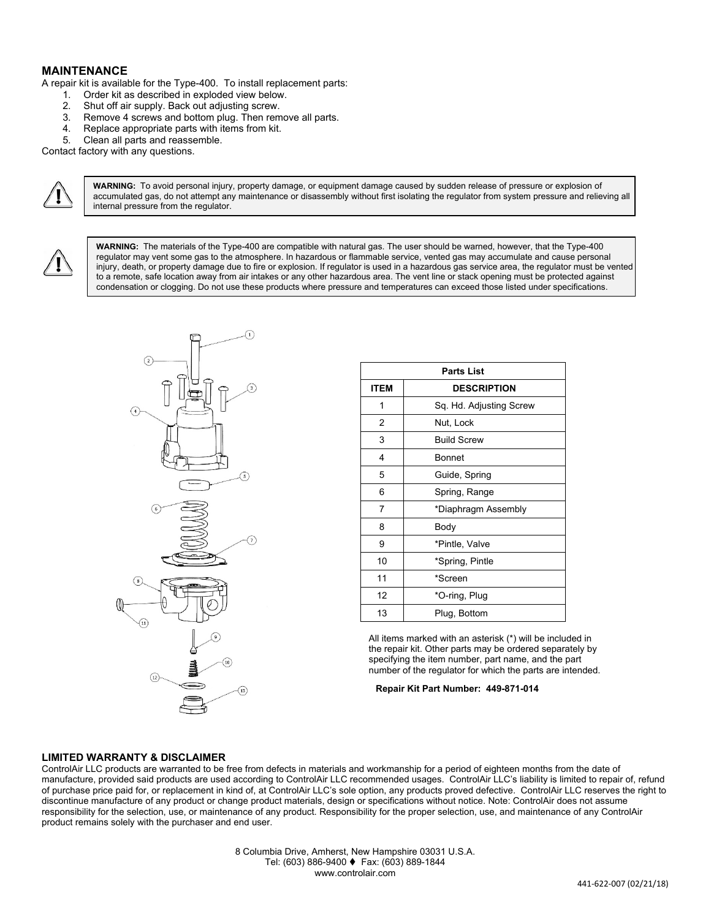## MAINTENANCE

A repair kit is available for the Type-400. To install replacement parts:

1. Order kit as described in exploded view below.
2. Shut off air supply. Back out adjusting screw.
3. Remove 4 screws and bottom plug. Then remove all parts.
4. Replace appropriate parts with items from kit.
5. Clean all parts and reassemble.

Contact factory with any questions.

**WARNING:** To avoid personal injury, property damage, or equipment damage caused by sudden release of pressure or explosion of accumulated gas, do not attempt any maintenance or disassembly without first isolating the regulator from system pressure and relieving all internal pressure from the regulator.

**WARNING:** The materials of the Type-400 are compatible with natural gas. The user should be warned, however, that the Type-400 regulator may vent some gas to the atmosphere. In hazardous or flammable service, vented gas may accumulate and cause personal injury, death, or property damage due to fire or explosion. If regulator is used in a hazardous gas service area, the regulator must be vented to a remote, safe location away from air intakes or any other hazardous area. The vent line or stack opening must be protected against condensation or clogging. Do not use these products where pressure and temperatures can exceed those listed under specifications.

| Parts List | |
|---|---|
| **ITEM** | **DESCRIPTION** |
| 1 | Sq. Hd. Adjusting Screw |
| 2 | Nut, Lock |
| 3 | Build Screw |
| 4 | Bonnet |
| 5 | Guide, Spring |
| 6 | Spring, Range |
| 7 | *Diaphragm Assembly |
| 8 | Body |
| 9 | *Pintle, Valve |
| 10 | *Spring, Pintle |
| 11 | *Screen |
| 12 | *O-ring, Plug |
| 13 | Plug, Bottom |

All items marked with an asterisk (*) will be included in the repair kit. Other parts may be ordered separately by specifying the item number, part name, and the part number of the regulator for which the parts are intended.

**Repair Kit Part Number: 449-871-014**

## LIMITED WARRANTY & DISCLAIMER

ControlAir LLC products are warranted to be free from defects in materials and workmanship for a period of eighteen months from the date of manufacture, provided said products are used according to ControlAir LLC recommended usages. ControlAir LLC's liability is limited to repair of, refund of purchase price paid for, or replacement in kind of, at ControlAir LLC's sole option, any products proved defective. ControlAir LLC reserves the right to discontinue manufacture of any product or change product materials, design or specifications without notice. Note: ControlAir does not assume responsibility for the selection, use, or maintenance of any product. Responsibility for the proper selection, use, and maintenance of any ControlAir product remains solely with the purchaser and end user.

8 Columbia Drive, Amherst, New Hampshire 03031 U.S.A.
Tel: (603) 886-9400 ♦ Fax: (603) 889-1844
www.controlair.com

441-622-007 (02/21/18)